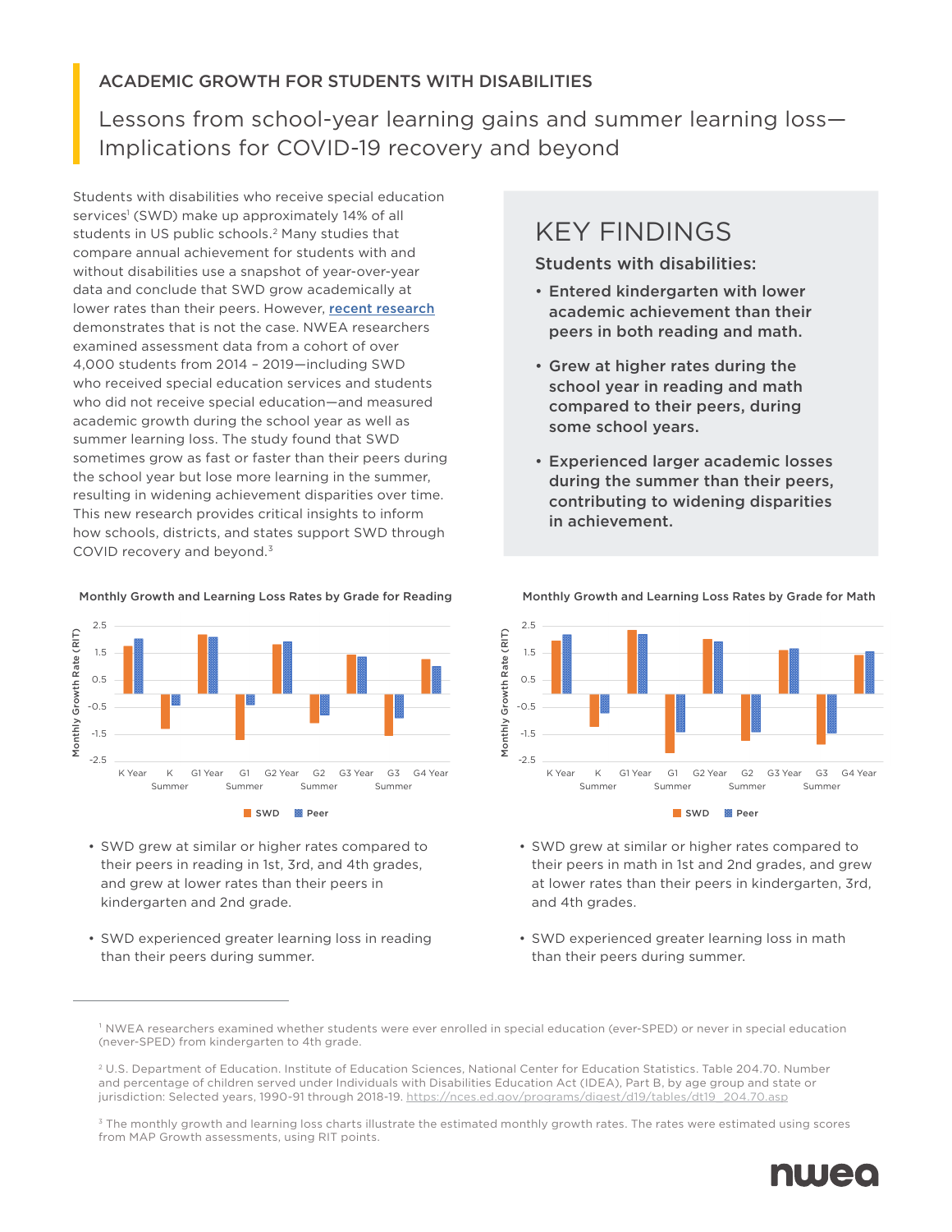## ACADEMIC GROWTH FOR STUDENTS WITH DISABILITIES

# Lessons from school-year learning gains and summer learning loss—Implications for COVID-19 recovery and beyond

Students with disabilities who receive special education services[1] (SWD) make up approximately 14% of all students in US public schools.[2] Many studies that compare annual achievement for students with and without disabilities use a snapshot of year-over-year data and conclude that SWD grow academically at lower rates than their peers. However, [recent research] demonstrates that is not the case. NWEA researchers examined assessment data from a cohort of over 4,000 students from 2014 – 2019—including SWD who received special education services and students who did not receive special education—and measured academic growth during the school year as well as summer learning loss. The study found that SWD sometimes grow as fast or faster than their peers during the school year but lose more learning in the summer, resulting in widening achievement disparities over time. This new research provides critical insights to inform how schools, districts, and states support SWD through COVID recovery and beyond.[3]

## KEY FINDINGS

**Students with disabilities:**

- **Entered kindergarten with lower academic achievement than their peers in both reading and math.**
- **Grew at higher rates during the school year in reading and math compared to their peers, during some school years.**
- **Experienced larger academic losses during the summer than their peers, contributing to widening disparities in achievement.**

**Monthly Growth and Learning Loss Rates by Grade for Reading**

- SWD grew at similar or higher rates compared to their peers in reading in 1st, 3rd, and 4th grades, and grew at lower rates than their peers in kindergarten and 2nd grade.
- SWD experienced greater learning loss in reading than their peers during summer.

**Monthly Growth and Learning Loss Rates by Grade for Math**

- SWD grew at similar or higher rates compared to their peers in math in 1st and 2nd grades, and grew at lower rates than their peers in kindergarten, 3rd, and 4th grades.
- SWD experienced greater learning loss in math than their peers during summer.

---

[1] NWEA researchers examined whether students were ever enrolled in special education (ever-SPED) or never in special education (never-SPED) from kindergarten to 4th grade.

[2] U.S. Department of Education. Institute of Education Sciences, National Center for Education Statistics. Table 204.70. Number and percentage of children served under Individuals with Disabilities Education Act (IDEA), Part B, by age group and state or jurisdiction: Selected years, 1990-91 through 2018-19. https://nces.ed.gov/programs/digest/d19/tables/dt19_204.70.asp

[3] The monthly growth and learning loss charts illustrate the estimated monthly growth rates. The rates were estimated using scores from MAP Growth assessments, using RIT points.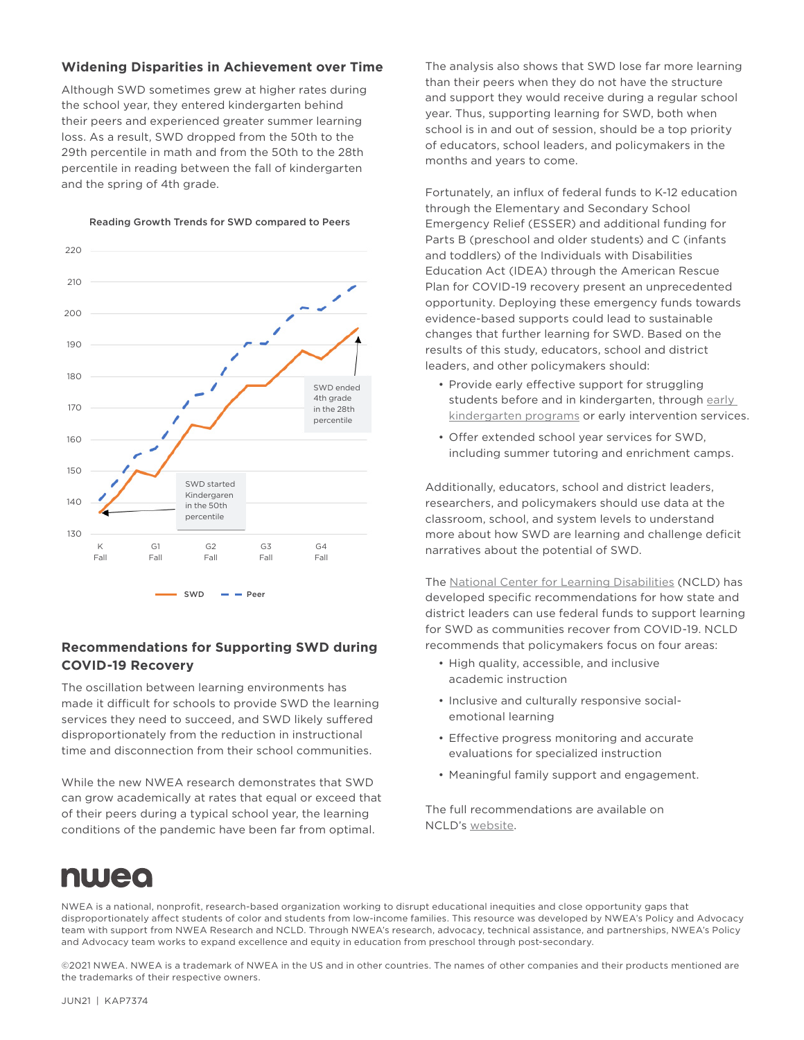## Widening Disparities in Achievement over Time

Although SWD sometimes grew at higher rates during the school year, they entered kindergarten behind their peers and experienced greater summer learning loss. As a result, SWD dropped from the 50th to the 29th percentile in math and from the 50th to the 28th percentile in reading between the fall of kindergarten and the spring of 4th grade.

Reading Growth Trends for SWD compared to Peers

220
210
200
190
180
170
160
150
140
130

K Fall
G1 Fall
G2 Fall
G3 Fall
G4 Fall

SWD ended 4th grade in the 28th percentile

SWD started Kindergaren in the 50th percentile

SWD
Peer

## Recommendations for Supporting SWD during COVID-19 Recovery

The oscillation between learning environments has made it difficult for schools to provide SWD the learning services they need to succeed, and SWD likely suffered disproportionately from the reduction in instructional time and disconnection from their school communities.

While the new NWEA research demonstrates that SWD can grow academically at rates that equal or exceed that of their peers during a typical school year, the learning conditions of the pandemic have been far from optimal.

The analysis also shows that SWD lose far more learning than their peers when they do not have the structure and support they would receive during a regular school year. Thus, supporting learning for SWD, both when school is in and out of session, should be a top priority of educators, school leaders, and policymakers in the months and years to come.

Fortunately, an influx of federal funds to K-12 education through the Elementary and Secondary School Emergency Relief (ESSER) and additional funding for Parts B (preschool and older students) and C (infants and toddlers) of the Individuals with Disabilities Education Act (IDEA) through the American Rescue Plan for COVID-19 recovery present an unprecedented opportunity. Deploying these emergency funds towards evidence-based supports could lead to sustainable changes that further learning for SWD. Based on the results of this study, educators, school and district leaders, and other policymakers should:

- Provide early effective support for struggling students before and in kindergarten, through early kindergarten programs or early intervention services.
- Offer extended school year services for SWD, including summer tutoring and enrichment camps.

Additionally, educators, school and district leaders, researchers, and policymakers should use data at the classroom, school, and system levels to understand more about how SWD are learning and challenge deficit narratives about the potential of SWD.

The National Center for Learning Disabilities (NCLD) has developed specific recommendations for how state and district leaders can use federal funds to support learning for SWD as communities recover from COVID-19. NCLD recommends that policymakers focus on four areas:

- High quality, accessible, and inclusive academic instruction
- Inclusive and culturally responsive social-emotional learning
- Effective progress monitoring and accurate evaluations for specialized instruction
- Meaningful family support and engagement.

The full recommendations are available on NCLD's website.

**nwea**

NWEA is a national, nonprofit, research-based organization working to disrupt educational inequities and close opportunity gaps that disproportionately affect students of color and students from low-income families. This resource was developed by NWEA's Policy and Advocacy team with support from NWEA Research and NCLD. Through NWEA's research, advocacy, technical assistance, and partnerships, NWEA's Policy and Advocacy team works to expand excellence and equity in education from preschool through post-secondary.

©2021 NWEA. NWEA is a trademark of NWEA in the US and in other countries. The names of other companies and their products mentioned are the trademarks of their respective owners.

JUN21 | KAP7374